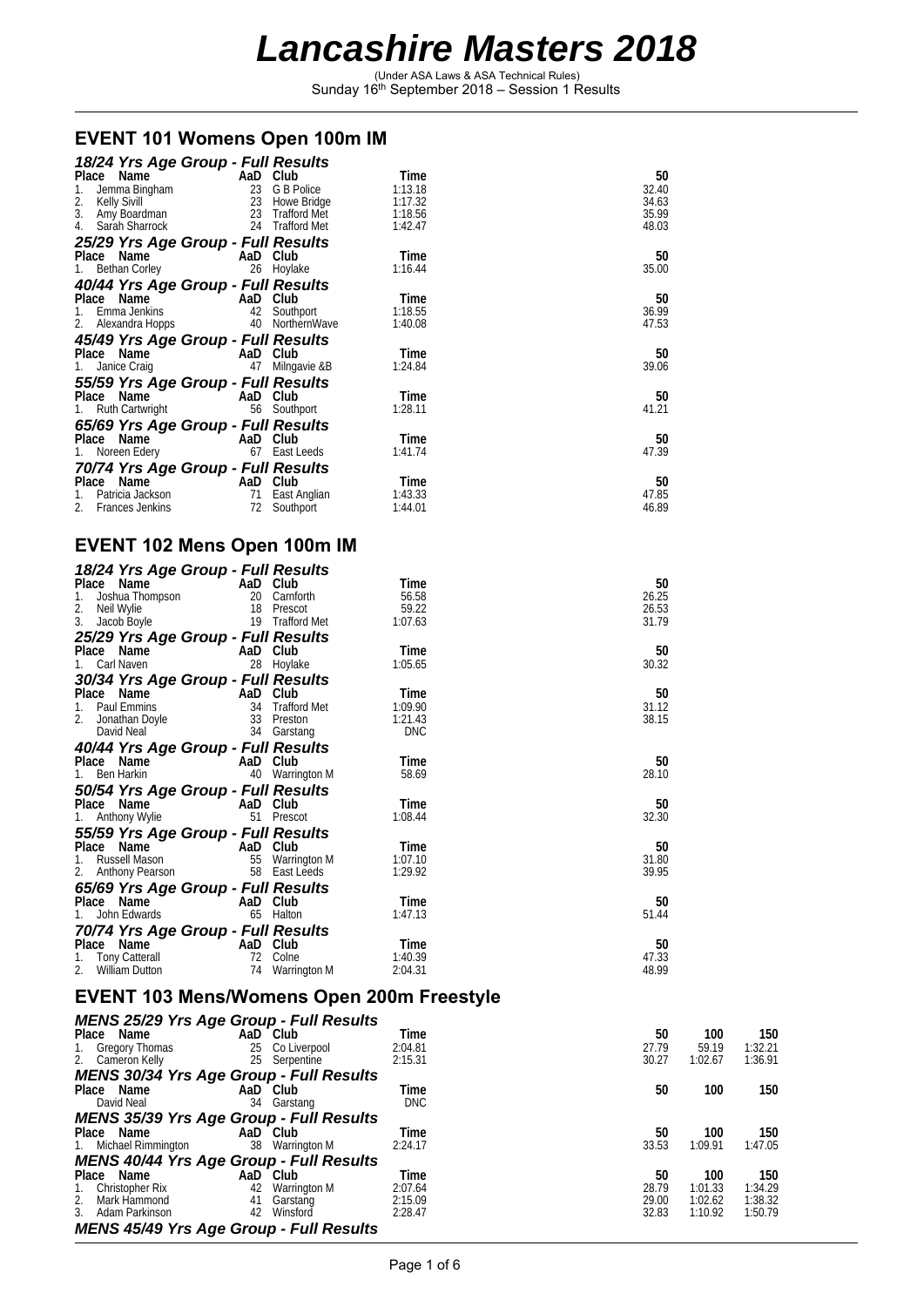# Lancashire Masters 2018

(Under ASA Laws & ASA Technical Rules)
Sunday 16th September 2018 – Session 1 Results

## EVENT 101 Womens Open 100m IM

### 18/24 Yrs Age Group - Full Results

| Place | Name | AaD | Club | Time | 50 |
|---|---|---|---|---|---|
| 1. | Jemma Bingham | 23 | G B Police | 1:13.18 | 32.40 |
| 2. | Kelly Sivill | 23 | Howe Bridge | 1:17.32 | 34.63 |
| 3. | Amy Boardman | 23 | Trafford Met | 1:18.56 | 35.99 |
| 4. | Sarah Sharrock | 24 | Trafford Met | 1:42.47 | 48.03 |

### 25/29 Yrs Age Group - Full Results

| Place | Name | AaD | Club | Time | 50 |
|---|---|---|---|---|---|
| 1. | Bethan Corley | 26 | Hoylake | 1:16.44 | 35.00 |

### 40/44 Yrs Age Group - Full Results

| Place | Name | AaD | Club | Time | 50 |
|---|---|---|---|---|---|
| 1. | Emma Jenkins | 42 | Southport | 1:18.55 | 36.99 |
| 2. | Alexandra Hopps | 40 | NorthernWave | 1:40.08 | 47.53 |

### 45/49 Yrs Age Group - Full Results

| Place | Name | AaD | Club | Time | 50 |
|---|---|---|---|---|---|
| 1. | Janice Craig | 47 | Milngavie &B | 1:24.84 | 39.06 |

### 55/59 Yrs Age Group - Full Results

| Place | Name | AaD | Club | Time | 50 |
|---|---|---|---|---|---|
| 1. | Ruth Cartwright | 56 | Southport | 1:28.11 | 41.21 |

### 65/69 Yrs Age Group - Full Results

| Place | Name | AaD | Club | Time | 50 |
|---|---|---|---|---|---|
| 1. | Noreen Edery | 67 | East Leeds | 1:41.74 | 47.39 |

### 70/74 Yrs Age Group - Full Results

| Place | Name | AaD | Club | Time | 50 |
|---|---|---|---|---|---|
| 1. | Patricia Jackson | 71 | East Anglian | 1:43.33 | 47.85 |
| 2. | Frances Jenkins | 72 | Southport | 1:44.01 | 46.89 |

## EVENT 102 Mens Open 100m IM

### 18/24 Yrs Age Group - Full Results

| Place | Name | AaD | Club | Time | 50 |
|---|---|---|---|---|---|
| 1. | Joshua Thompson | 20 | Carnforth | 56.58 | 26.25 |
| 2. | Neil Wylie | 18 | Prescot | 59.22 | 26.53 |
| 3. | Jacob Boyle | 19 | Trafford Met | 1:07.63 | 31.79 |

### 25/29 Yrs Age Group - Full Results

| Place | Name | AaD | Club | Time | 50 |
|---|---|---|---|---|---|
| 1. | Carl Naven | 28 | Hoylake | 1:05.65 | 30.32 |

### 30/34 Yrs Age Group - Full Results

| Place | Name | AaD | Club | Time | 50 |
|---|---|---|---|---|---|
| 1. | Paul Emmins | 34 | Trafford Met | 1:09.90 | 31.12 |
| 2. | Jonathan Doyle | 33 | Preston | 1:21.43 | 38.15 |
| | David Neal | 34 | Garstang | DNC | |

### 40/44 Yrs Age Group - Full Results

| Place | Name | AaD | Club | Time | 50 |
|---|---|---|---|---|---|
| 1. | Ben Harkin | 40 | Warrington M | 58.69 | 28.10 |

### 50/54 Yrs Age Group - Full Results

| Place | Name | AaD | Club | Time | 50 |
|---|---|---|---|---|---|
| 1. | Anthony Wylie | 51 | Prescot | 1:08.44 | 32.30 |

### 55/59 Yrs Age Group - Full Results

| Place | Name | AaD | Club | Time | 50 |
|---|---|---|---|---|---|
| 1. | Russell Mason | 55 | Warrington M | 1:07.10 | 31.80 |
| 2. | Anthony Pearson | 58 | East Leeds | 1:29.92 | 39.95 |

### 65/69 Yrs Age Group - Full Results

| Place | Name | AaD | Club | Time | 50 |
|---|---|---|---|---|---|
| 1. | John Edwards | 65 | Halton | 1:47.13 | 51.44 |

### 70/74 Yrs Age Group - Full Results

| Place | Name | AaD | Club | Time | 50 |
|---|---|---|---|---|---|
| 1. | Tony Catterall | 72 | Colne | 1:40.39 | 47.33 |
| 2. | William Dutton | 74 | Warrington M | 2:04.31 | 48.99 |

## EVENT 103 Mens/Womens Open 200m Freestyle

### MENS 25/29 Yrs Age Group - Full Results

| Place | Name | AaD | Club | Time | 50 | 100 | 150 |
|---|---|---|---|---|---|---|---|
| 1. | Gregory Thomas | 25 | Co Liverpool | 2:04.81 | 27.79 | 59.19 | 1:32.21 |
| 2. | Cameron Kelly | 25 | Serpentine | 2:15.31 | 30.27 | 1:02.67 | 1:36.91 |

### MENS 30/34 Yrs Age Group - Full Results

| Place | Name | AaD | Club | Time | 50 | 100 | 150 |
|---|---|---|---|---|---|---|---|
| | David Neal | 34 | Garstang | DNC | | | |

### MENS 35/39 Yrs Age Group - Full Results

| Place | Name | AaD | Club | Time | 50 | 100 | 150 |
|---|---|---|---|---|---|---|---|
| 1. | Michael Rimmington | 38 | Warrington M | 2:24.17 | 33.53 | 1:09.91 | 1:47.05 |

### MENS 40/44 Yrs Age Group - Full Results

| Place | Name | AaD | Club | Time | 50 | 100 | 150 |
|---|---|---|---|---|---|---|---|
| 1. | Christopher Rix | 42 | Warrington M | 2:07.64 | 28.79 | 1:01.33 | 1:34.29 |
| 2. | Mark Hammond | 41 | Garstang | 2:15.09 | 29.00 | 1:02.62 | 1:38.32 |
| 3. | Adam Parkinson | 42 | Winsford | 2:28.47 | 32.83 | 1:10.92 | 1:50.79 |

### MENS 45/49 Yrs Age Group - Full Results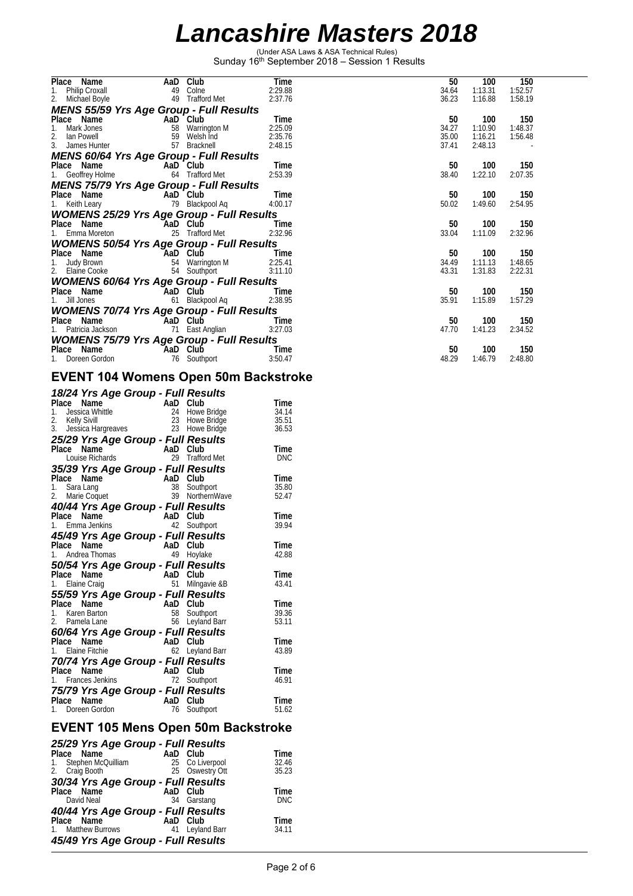# Lancashire Masters 2018

(Under ASA Laws & ASA Technical Rules)
Sunday 16th September 2018 – Session 1 Results

| Place | Name | AaD | Club | Time | 50 | 100 | 150 |
|---|---|---|---|---|---|---|---|
| 1. | Philip Croxall | 49 | Colne | 2:29.88 | 34.64 | 1:13.31 | 1:52.57 |
| 2. | Michael Boyle | 49 | Trafford Met | 2:37.76 | 36.23 | 1:16.88 | 1:58.19 |

### *MENS 55/59 Yrs Age Group - Full Results*

| Place | Name | AaD | Club | Time | 50 | 100 | 150 |
|---|---|---|---|---|---|---|---|
| 1. | Mark Jones | 58 | Warrington M | 2:25.09 | 34.27 | 1:10.90 | 1:48.37 |
| 2. | Ian Powell | 59 | Welsh Ind | 2:35.76 | 35.00 | 1:16.21 | 1:56.48 |
| 3. | James Hunter | 57 | Bracknell | 2:48.15 | 37.41 | 2:48.13 | - |

### *MENS 60/64 Yrs Age Group - Full Results*

| Place | Name | AaD | Club | Time | 50 | 100 | 150 |
|---|---|---|---|---|---|---|---|
| 1. | Geoffrey Holme | 64 | Trafford Met | 2:53.39 | 38.40 | 1:22.10 | 2:07.35 |

### *MENS 75/79 Yrs Age Group - Full Results*

| Place | Name | AaD | Club | Time | 50 | 100 | 150 |
|---|---|---|---|---|---|---|---|
| 1. | Keith Leary | 79 | Blackpool Aq | 4:00.17 | 50.02 | 1:49.60 | 2:54.95 |

### *WOMENS 25/29 Yrs Age Group - Full Results*

| Place | Name | AaD | Club | Time | 50 | 100 | 150 |
|---|---|---|---|---|---|---|---|
| 1. | Emma Moreton | 25 | Trafford Met | 2:32.96 | 33.04 | 1:11.09 | 2:32.96 |

### *WOMENS 50/54 Yrs Age Group - Full Results*

| Place | Name | AaD | Club | Time | 50 | 100 | 150 |
|---|---|---|---|---|---|---|---|
| 1. | Judy Brown | 54 | Warrington M | 2:25.41 | 34.49 | 1:11.13 | 1:48.65 |
| 2. | Elaine Cooke | 54 | Southport | 3:11.10 | 43.31 | 1:31.83 | 2:22.31 |

### *WOMENS 60/64 Yrs Age Group - Full Results*

| Place | Name | AaD | Club | Time | 50 | 100 | 150 |
|---|---|---|---|---|---|---|---|
| 1. | Jill Jones | 61 | Blackpool Aq | 2:38.95 | 35.91 | 1:15.89 | 1:57.29 |

### *WOMENS 70/74 Yrs Age Group - Full Results*

| Place | Name | AaD | Club | Time | 50 | 100 | 150 |
|---|---|---|---|---|---|---|---|
| 1. | Patricia Jackson | 71 | East Anglian | 3:27.03 | 47.70 | 1:41.23 | 2:34.52 |

### *WOMENS 75/79 Yrs Age Group - Full Results*

| Place | Name | AaD | Club | Time | 50 | 100 | 150 |
|---|---|---|---|---|---|---|---|
| 1. | Doreen Gordon | 76 | Southport | 3:50.47 | 48.29 | 1:46.79 | 2:48.80 |

## EVENT 104 Womens Open 50m Backstroke

### *18/24 Yrs Age Group - Full Results*

| Place | Name | AaD | Club | Time |
|---|---|---|---|---|
| 1. | Jessica Whittle | 24 | Howe Bridge | 34.14 |
| 2. | Kelly Sivill | 23 | Howe Bridge | 35.51 |
| 3. | Jessica Hargreaves | 23 | Howe Bridge | 36.53 |

### *25/29 Yrs Age Group - Full Results*

| Place | Name | AaD | Club | Time |
|---|---|---|---|---|
| | Louise Richards | 29 | Trafford Met | DNC |

### *35/39 Yrs Age Group - Full Results*

| Place | Name | AaD | Club | Time |
|---|---|---|---|---|
| 1. | Sara Lang | 38 | Southport | 35.80 |
| 2. | Marie Coquet | 39 | NorthernWave | 52.47 |

### *40/44 Yrs Age Group - Full Results*

| Place | Name | AaD | Club | Time |
|---|---|---|---|---|
| 1. | Emma Jenkins | 42 | Southport | 39.94 |

### *45/49 Yrs Age Group - Full Results*

| Place | Name | AaD | Club | Time |
|---|---|---|---|---|
| 1. | Andrea Thomas | 49 | Hoylake | 42.88 |

### *50/54 Yrs Age Group - Full Results*

| Place | Name | AaD | Club | Time |
|---|---|---|---|---|
| 1. | Elaine Craig | 51 | Milngavie &B | 43.41 |

### *55/59 Yrs Age Group - Full Results*

| Place | Name | AaD | Club | Time |
|---|---|---|---|---|
| 1. | Karen Barton | 58 | Southport | 39.36 |
| 2. | Pamela Lane | 56 | Leyland Barr | 53.11 |

### *60/64 Yrs Age Group - Full Results*

| Place | Name | AaD | Club | Time |
|---|---|---|---|---|
| 1. | Elaine Fitchie | 62 | Leyland Barr | 43.89 |

### *70/74 Yrs Age Group - Full Results*

| Place | Name | AaD | Club | Time |
|---|---|---|---|---|
| 1. | Frances Jenkins | 72 | Southport | 46.91 |

### *75/79 Yrs Age Group - Full Results*

| Place | Name | AaD | Club | Time |
|---|---|---|---|---|
| 1. | Doreen Gordon | 76 | Southport | 51.62 |

## EVENT 105 Mens Open 50m Backstroke

### *25/29 Yrs Age Group - Full Results*

| Place | Name | AaD | Club | Time |
|---|---|---|---|---|
| 1. | Stephen McQuilliam | 25 | Co Liverpool | 32.46 |
| 2. | Craig Booth | 25 | Oswestry Ott | 35.23 |

### *30/34 Yrs Age Group - Full Results*

| Place | Name | AaD | Club | Time |
|---|---|---|---|---|
| | David Neal | 34 | Garstang | DNC |

### *40/44 Yrs Age Group - Full Results*

| Place | Name | AaD | Club | Time |
|---|---|---|---|---|
| 1. | Matthew Burrows | 41 | Leyland Barr | 34.11 |

### *45/49 Yrs Age Group - Full Results*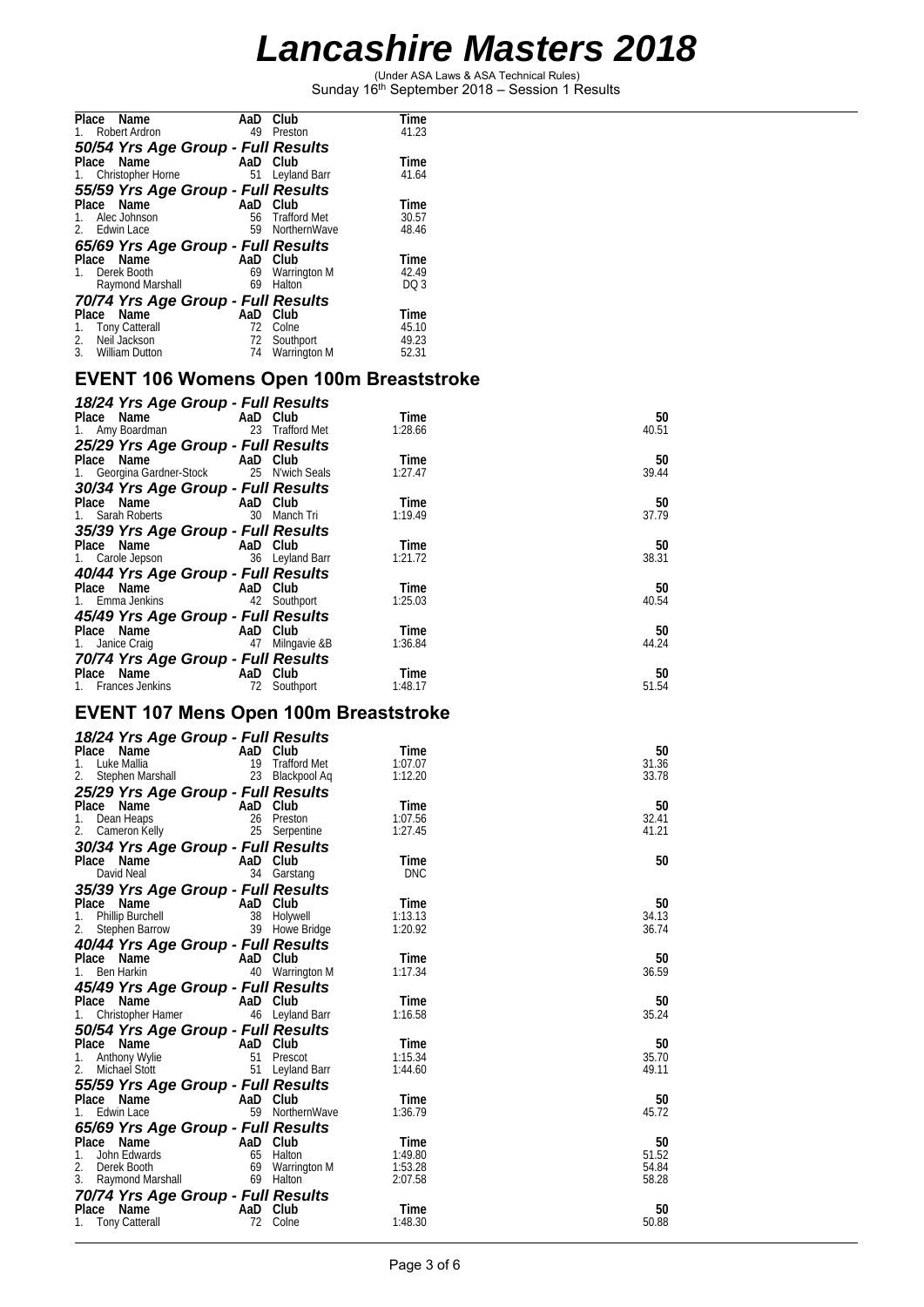# Lancashire Masters 2018

(Under ASA Laws & ASA Technical Rules)
Sunday 16th September 2018 – Session 1 Results

| Place | Name | AaD | Club | Time |
|---|---|---|---|---|
| 1. | Robert Ardron | 49 | Preston | 41.23 |

### 50/54 Yrs Age Group - Full Results

| Place | Name | AaD | Club | Time |
|---|---|---|---|---|
| 1. | Christopher Horne | 51 | Leyland Barr | 41.64 |

### 55/59 Yrs Age Group - Full Results

| Place | Name | AaD | Club | Time |
|---|---|---|---|---|
| 1. | Alec Johnson | 56 | Trafford Met | 30.57 |
| 2. | Edwin Lace | 59 | NorthernWave | 48.46 |

### 65/69 Yrs Age Group - Full Results

| Place | Name | AaD | Club | Time |
|---|---|---|---|---|
| 1. | Derek Booth | 69 | Warrington M | 42.49 |
| | Raymond Marshall | 69 | Halton | DQ 3 |

### 70/74 Yrs Age Group - Full Results

| Place | Name | AaD | Club | Time |
|---|---|---|---|---|
| 1. | Tony Catterall | 72 | Colne | 45.10 |
| 2. | Neil Jackson | 72 | Southport | 49.23 |
| 3. | William Dutton | 74 | Warrington M | 52.31 |

## EVENT 106 Womens Open 100m Breaststroke

### 18/24 Yrs Age Group - Full Results

| Place | Name | AaD | Club | Time | 50 |
|---|---|---|---|---|---|
| 1. | Amy Boardman | 23 | Trafford Met | 1:28.66 | 40.51 |

### 25/29 Yrs Age Group - Full Results

| Place | Name | AaD | Club | Time | 50 |
|---|---|---|---|---|---|
| 1. | Georgina Gardner-Stock | 25 | N'wich Seals | 1:27.47 | 39.44 |

### 30/34 Yrs Age Group - Full Results

| Place | Name | AaD | Club | Time | 50 |
|---|---|---|---|---|---|
| 1. | Sarah Roberts | 30 | Manch Tri | 1:19.49 | 37.79 |

### 35/39 Yrs Age Group - Full Results

| Place | Name | AaD | Club | Time | 50 |
|---|---|---|---|---|---|
| 1. | Carole Jepson | 36 | Leyland Barr | 1:21.72 | 38.31 |

### 40/44 Yrs Age Group - Full Results

| Place | Name | AaD | Club | Time | 50 |
|---|---|---|---|---|---|
| 1. | Emma Jenkins | 42 | Southport | 1:25.03 | 40.54 |

### 45/49 Yrs Age Group - Full Results

| Place | Name | AaD | Club | Time | 50 |
|---|---|---|---|---|---|
| 1. | Janice Craig | 47 | Milngavie &B | 1:36.84 | 44.24 |

### 70/74 Yrs Age Group - Full Results

| Place | Name | AaD | Club | Time | 50 |
|---|---|---|---|---|---|
| 1. | Frances Jenkins | 72 | Southport | 1:48.17 | 51.54 |

## EVENT 107 Mens Open 100m Breaststroke

### 18/24 Yrs Age Group - Full Results

| Place | Name | AaD | Club | Time | 50 |
|---|---|---|---|---|---|
| 1. | Luke Mallia | 19 | Trafford Met | 1:07.07 | 31.36 |
| 2. | Stephen Marshall | 23 | Blackpool Aq | 1:12.20 | 33.78 |

### 25/29 Yrs Age Group - Full Results

| Place | Name | AaD | Club | Time | 50 |
|---|---|---|---|---|---|
| 1. | Dean Heaps | 26 | Preston | 1:07.56 | 32.41 |
| 2. | Cameron Kelly | 25 | Serpentine | 1:27.45 | 41.21 |

### 30/34 Yrs Age Group - Full Results

| Place | Name | AaD | Club | Time | 50 |
|---|---|---|---|---|---|
| | David Neal | 34 | Garstang | DNC | |

### 35/39 Yrs Age Group - Full Results

| Place | Name | AaD | Club | Time | 50 |
|---|---|---|---|---|---|
| 1. | Phillip Burchell | 38 | Holywell | 1:13.13 | 34.13 |
| 2. | Stephen Barrow | 39 | Howe Bridge | 1:20.92 | 36.74 |

### 40/44 Yrs Age Group - Full Results

| Place | Name | AaD | Club | Time | 50 |
|---|---|---|---|---|---|
| 1. | Ben Harkin | 40 | Warrington M | 1:17.34 | 36.59 |

### 45/49 Yrs Age Group - Full Results

| Place | Name | AaD | Club | Time | 50 |
|---|---|---|---|---|---|
| 1. | Christopher Hamer | 46 | Leyland Barr | 1:16.58 | 35.24 |

### 50/54 Yrs Age Group - Full Results

| Place | Name | AaD | Club | Time | 50 |
|---|---|---|---|---|---|
| 1. | Anthony Wylie | 51 | Prescot | 1:15.34 | 35.70 |
| 2. | Michael Stott | 51 | Leyland Barr | 1:44.60 | 49.11 |

### 55/59 Yrs Age Group - Full Results

| Place | Name | AaD | Club | Time | 50 |
|---|---|---|---|---|---|
| 1. | Edwin Lace | 59 | NorthernWave | 1:36.79 | 45.72 |

### 65/69 Yrs Age Group - Full Results

| Place | Name | AaD | Club | Time | 50 |
|---|---|---|---|---|---|
| 1. | John Edwards | 65 | Halton | 1:49.80 | 51.52 |
| 2. | Derek Booth | 69 | Warrington M | 1:53.28 | 54.84 |
| 3. | Raymond Marshall | 69 | Halton | 2:07.58 | 58.28 |

### 70/74 Yrs Age Group - Full Results

| Place | Name | AaD | Club | Time | 50 |
|---|---|---|---|---|---|
| 1. | Tony Catterall | 72 | Colne | 1:48.30 | 50.88 |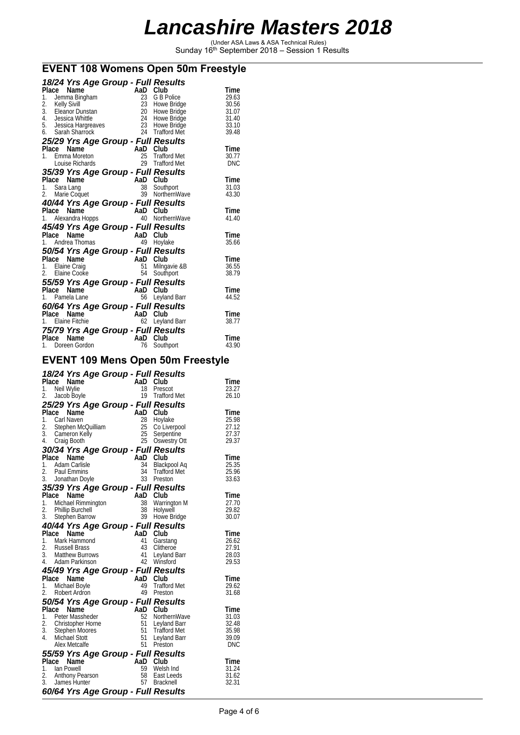# Lancashire Masters 2018

(Under ASA Laws & ASA Technical Rules)
Sunday 16th September 2018 – Session 1 Results

## EVENT 108 Womens Open 50m Freestyle

### *18/24 Yrs Age Group - Full Results*

| Place | Name | AaD | Club | Time |
|---|---|---|---|---|
| 1. | Jemma Bingham | 23 | G B Police | 29.63 |
| 2. | Kelly Sivill | 23 | Howe Bridge | 30.56 |
| 3. | Eleanor Dunstan | 20 | Howe Bridge | 31.07 |
| 4. | Jessica Whittle | 24 | Howe Bridge | 31.40 |
| 5. | Jessica Hargreaves | 23 | Howe Bridge | 33.10 |
| 6. | Sarah Sharrock | 24 | Trafford Met | 39.48 |

### *25/29 Yrs Age Group - Full Results*

| Place | Name | AaD | Club | Time |
|---|---|---|---|---|
| 1. | Emma Moreton | 25 | Trafford Met | 30.77 |
| | Louise Richards | 29 | Trafford Met | DNC |

### *35/39 Yrs Age Group - Full Results*

| Place | Name | AaD | Club | Time |
|---|---|---|---|---|
| 1. | Sara Lang | 38 | Southport | 31.03 |
| 2. | Marie Coquet | 39 | NorthernWave | 43.30 |

### *40/44 Yrs Age Group - Full Results*

| Place | Name | AaD | Club | Time |
|---|---|---|---|---|
| 1. | Alexandra Hopps | 40 | NorthernWave | 41.40 |

### *45/49 Yrs Age Group - Full Results*

| Place | Name | AaD | Club | Time |
|---|---|---|---|---|
| 1. | Andrea Thomas | 49 | Hoylake | 35.66 |

### *50/54 Yrs Age Group - Full Results*

| Place | Name | AaD | Club | Time |
|---|---|---|---|---|
| 1. | Elaine Craig | 51 | Milngavie &B | 36.55 |
| 2. | Elaine Cooke | 54 | Southport | 38.79 |

### *55/59 Yrs Age Group - Full Results*

| Place | Name | AaD | Club | Time |
|---|---|---|---|---|
| 1. | Pamela Lane | 56 | Leyland Barr | 44.52 |

### *60/64 Yrs Age Group - Full Results*

| Place | Name | AaD | Club | Time |
|---|---|---|---|---|
| 1. | Elaine Fitchie | 62 | Leyland Barr | 38.77 |

### *75/79 Yrs Age Group - Full Results*

| Place | Name | AaD | Club | Time |
|---|---|---|---|---|
| 1. | Doreen Gordon | 76 | Southport | 43.90 |

## EVENT 109 Mens Open 50m Freestyle

### *18/24 Yrs Age Group - Full Results*

| Place | Name | AaD | Club | Time |
|---|---|---|---|---|
| 1. | Neil Wylie | 18 | Prescot | 23.27 |
| 2. | Jacob Boyle | 19 | Trafford Met | 26.10 |

### *25/29 Yrs Age Group - Full Results*

| Place | Name | AaD | Club | Time |
|---|---|---|---|---|
| 1. | Carl Naven | 28 | Hoylake | 25.98 |
| 2. | Stephen McQuilliam | 25 | Co Liverpool | 27.12 |
| 3. | Cameron Kelly | 25 | Serpentine | 27.37 |
| 4. | Craig Booth | 25 | Oswestry Ott | 29.37 |

### *30/34 Yrs Age Group - Full Results*

| Place | Name | AaD | Club | Time |
|---|---|---|---|---|
| 1. | Adam Carlisle | 34 | Blackpool Aq | 25.35 |
| 2. | Paul Emmins | 34 | Trafford Met | 25.96 |
| 3. | Jonathan Doyle | 33 | Preston | 33.63 |

### *35/39 Yrs Age Group - Full Results*

| Place | Name | AaD | Club | Time |
|---|---|---|---|---|
| 1. | Michael Rimmington | 38 | Warrington M | 27.70 |
| 2. | Phillip Burchell | 38 | Holywell | 29.82 |
| 3. | Stephen Barrow | 39 | Howe Bridge | 30.07 |

### *40/44 Yrs Age Group - Full Results*

| Place | Name | AaD | Club | Time |
|---|---|---|---|---|
| 1. | Mark Hammond | 41 | Garstang | 26.62 |
| 2. | Russell Brass | 43 | Clitheroe | 27.91 |
| 3. | Matthew Burrows | 41 | Leyland Barr | 28.03 |
| 4. | Adam Parkinson | 42 | Winsford | 29.53 |

### *45/49 Yrs Age Group - Full Results*

| Place | Name | AaD | Club | Time |
|---|---|---|---|---|
| 1. | Michael Boyle | 49 | Trafford Met | 29.62 |
| 2. | Robert Ardron | 49 | Preston | 31.68 |

### *50/54 Yrs Age Group - Full Results*

| Place | Name | AaD | Club | Time |
|---|---|---|---|---|
| 1. | Peter Massheder | 52 | NorthernWave | 31.03 |
| 2. | Christopher Horne | 51 | Leyland Barr | 32.48 |
| 3. | Stephen Moores | 51 | Trafford Met | 35.98 |
| 4. | Michael Stott | 51 | Leyland Barr | 39.09 |
| | Alex Metcalfe | 51 | Preston | DNC |

### *55/59 Yrs Age Group - Full Results*

| Place | Name | AaD | Club | Time |
|---|---|---|---|---|
| 1. | Ian Powell | 59 | Welsh Ind | 31.24 |
| 2. | Anthony Pearson | 58 | East Leeds | 31.62 |
| 3. | James Hunter | 57 | Bracknell | 32.31 |

### *60/64 Yrs Age Group - Full Results*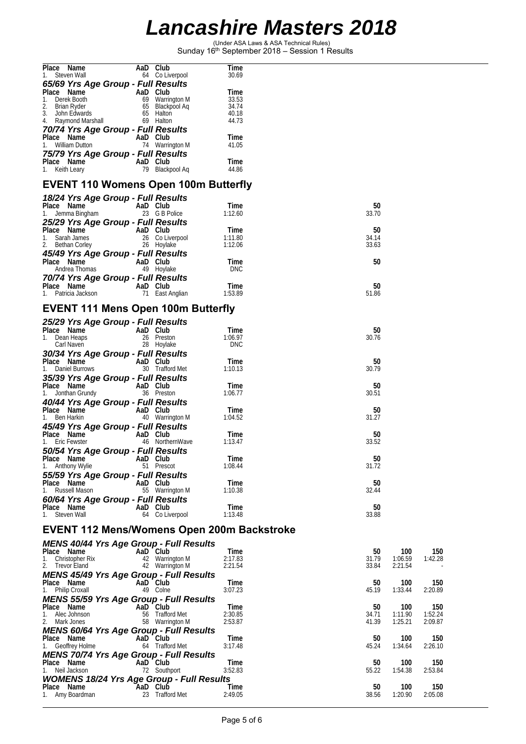# Lancashire Masters 2018

(Under ASA Laws & ASA Technical Rules)
Sunday 16th September 2018 – Session 1 Results

| Place | Name | AaD | Club | Time |
|---|---|---|---|---|
| 1. | Steven Wall | 64 | Co Liverpool | 30.69 |

***65/69 Yrs Age Group - Full Results***

| Place | Name | AaD | Club | Time |
|---|---|---|---|---|
| 1. | Derek Booth | 69 | Warrington M | 33.53 |
| 2. | Brian Ryder | 65 | Blackpool Aq | 34.74 |
| 3. | John Edwards | 65 | Halton | 40.18 |
| 4. | Raymond Marshall | 69 | Halton | 44.73 |

***70/74 Yrs Age Group - Full Results***

| Place | Name | AaD | Club | Time |
|---|---|---|---|---|
| 1. | William Dutton | 74 | Warrington M | 41.05 |

***75/79 Yrs Age Group - Full Results***

| Place | Name | AaD | Club | Time |
|---|---|---|---|---|
| 1. | Keith Leary | 79 | Blackpool Aq | 44.86 |

## EVENT 110 Womens Open 100m Butterfly

***18/24 Yrs Age Group - Full Results***

| Place | Name | AaD | Club | Time | 50 |
|---|---|---|---|---|---|
| 1. | Jemma Bingham | 23 | G B Police | 1:12.60 | 33.70 |

***25/29 Yrs Age Group - Full Results***

| Place | Name | AaD | Club | Time | 50 |
|---|---|---|---|---|---|
| 1. | Sarah James | 26 | Co Liverpool | 1:11.80 | 34.14 |
| 2. | Bethan Corley | 26 | Hoylake | 1:12.06 | 33.63 |

***45/49 Yrs Age Group - Full Results***

| Place | Name | AaD | Club | Time | 50 |
|---|---|---|---|---|---|
| | Andrea Thomas | 49 | Hoylake | DNC | |

***70/74 Yrs Age Group - Full Results***

| Place | Name | AaD | Club | Time | 50 |
|---|---|---|---|---|---|
| 1. | Patricia Jackson | 71 | East Anglian | 1:53.89 | 51.86 |

## EVENT 111 Mens Open 100m Butterfly

***25/29 Yrs Age Group - Full Results***

| Place | Name | AaD | Club | Time | 50 |
|---|---|---|---|---|---|
| 1. | Dean Heaps | 26 | Preston | 1:06.97 | 30.76 |
| | Carl Naven | 28 | Hoylake | DNC | |

***30/34 Yrs Age Group - Full Results***

| Place | Name | AaD | Club | Time | 50 |
|---|---|---|---|---|---|
| 1. | Daniel Burrows | 30 | Trafford Met | 1:10.13 | 30.79 |

***35/39 Yrs Age Group - Full Results***

| Place | Name | AaD | Club | Time | 50 |
|---|---|---|---|---|---|
| 1. | Jonthan Grundy | 36 | Preston | 1:06.77 | 30.51 |

***40/44 Yrs Age Group - Full Results***

| Place | Name | AaD | Club | Time | 50 |
|---|---|---|---|---|---|
| 1. | Ben Harkin | 40 | Warrington M | 1:04.52 | 31.27 |

***45/49 Yrs Age Group - Full Results***

| Place | Name | AaD | Club | Time | 50 |
|---|---|---|---|---|---|
| 1. | Eric Fewster | 46 | NorthernWave | 1:13.47 | 33.52 |

***50/54 Yrs Age Group - Full Results***

| Place | Name | AaD | Club | Time | 50 |
|---|---|---|---|---|---|
| 1. | Anthony Wylie | 51 | Prescot | 1:08.44 | 31.72 |

***55/59 Yrs Age Group - Full Results***

| Place | Name | AaD | Club | Time | 50 |
|---|---|---|---|---|---|
| 1. | Russell Mason | 55 | Warrington M | 1:10.38 | 32.44 |

***60/64 Yrs Age Group - Full Results***

| Place | Name | AaD | Club | Time | 50 |
|---|---|---|---|---|---|
| 1. | Steven Wall | 64 | Co Liverpool | 1:13.48 | 33.88 |

## EVENT 112 Mens/Womens Open 200m Backstroke

***MENS 40/44 Yrs Age Group - Full Results***

| Place | Name | AaD | Club | Time | 50 | 100 | 150 |
|---|---|---|---|---|---|---|---|
| 1. | Christopher Rix | 42 | Warrington M | 2:17.83 | 31.79 | 1:06.59 | 1:42.28 |
| 2. | Trevor Eland | 42 | Warrington M | 2:21.54 | 33.84 | 2:21.54 | - |

***MENS 45/49 Yrs Age Group - Full Results***

| Place | Name | AaD | Club | Time | 50 | 100 | 150 |
|---|---|---|---|---|---|---|---|
| 1. | Philip Croxall | 49 | Colne | 3:07.23 | 45.19 | 1:33.44 | 2:20.89 |

***MENS 55/59 Yrs Age Group - Full Results***

| Place | Name | AaD | Club | Time | 50 | 100 | 150 |
|---|---|---|---|---|---|---|---|
| 1. | Alec Johnson | 56 | Trafford Met | 2:30.85 | 34.71 | 1:11.90 | 1:52.24 |
| 2. | Mark Jones | 58 | Warrington M | 2:53.87 | 41.39 | 1:25.21 | 2:09.87 |

***MENS 60/64 Yrs Age Group - Full Results***

| Place | Name | AaD | Club | Time | 50 | 100 | 150 |
|---|---|---|---|---|---|---|---|
| 1. | Geoffrey Holme | 64 | Trafford Met | 3:17.48 | 45.24 | 1:34.64 | 2:26.10 |

***MENS 70/74 Yrs Age Group - Full Results***

| Place | Name | AaD | Club | Time | 50 | 100 | 150 |
|---|---|---|---|---|---|---|---|
| 1. | Neil Jackson | 72 | Southport | 3:52.83 | 55.22 | 1:54.38 | 2:53.84 |

***WOMENS 18/24 Yrs Age Group - Full Results***

| Place | Name | AaD | Club | Time | 50 | 100 | 150 |
|---|---|---|---|---|---|---|---|
| 1. | Amy Boardman | 23 | Trafford Met | 2:49.05 | 38.56 | 1:20.90 | 2:05.08 |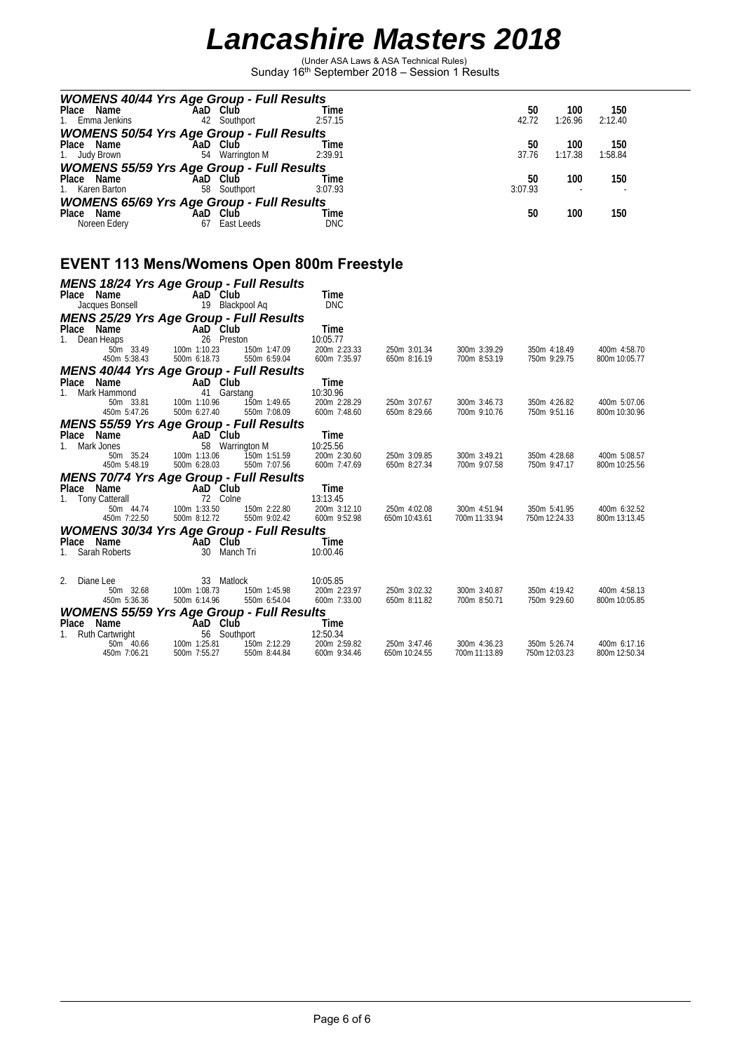# Lancashire Masters 2018

(Under ASA Laws & ASA Technical Rules)
Sunday 16th September 2018 – Session 1 Results

### WOMENS 40/44 Yrs Age Group - Full Results

| Place | Name | AaD | Club | Time | 50 | 100 | 150 |
|---|---|---|---|---|---|---|---|
| 1. | Emma Jenkins | 42 | Southport | 2:57.15 | 42.72 | 1:26.96 | 2:12.40 |

### WOMENS 50/54 Yrs Age Group - Full Results

| Place | Name | AaD | Club | Time | 50 | 100 | 150 |
|---|---|---|---|---|---|---|---|
| 1. | Judy Brown | 54 | Warrington M | 2:39.91 | 37.76 | 1:17.38 | 1:58.84 |

### WOMENS 55/59 Yrs Age Group - Full Results

| Place | Name | AaD | Club | Time | 50 | 100 | 150 |
|---|---|---|---|---|---|---|---|
| 1. | Karen Barton | 58 | Southport | 3:07.93 | 3:07.93 | - | - |

### WOMENS 65/69 Yrs Age Group - Full Results

| Place | Name | AaD | Club | Time | 50 | 100 | 150 |
|---|---|---|---|---|---|---|---|
| | Noreen Edery | 67 | East Leeds | DNC | | | |

## EVENT 113 Mens/Womens Open 800m Freestyle

### MENS 18/24 Yrs Age Group - Full Results

| Place | Name | AaD | Club | Time |
|---|---|---|---|---|
| | Jacques Bonsell | 19 | Blackpool Aq | DNC |

### MENS 25/29 Yrs Age Group - Full Results

| Place | Name | AaD | Club | Time |
|---|---|---|---|---|
| 1. | Dean Heaps | 26 | Preston | 10:05.77 |

| | | | | | | | |
|---|---|---|---|---|---|---|---|
| 50m 33.49 | 100m 1:10.23 | 150m 1:47.09 | 200m 2:23.33 | 250m 3:01.34 | 300m 3:39.29 | 350m 4:18.49 | 400m 4:58.70 |
| 450m 5:38.43 | 500m 6:18.73 | 550m 6:59.04 | 600m 7:35.97 | 650m 8:16.19 | 700m 8:53.19 | 750m 9:29.75 | 800m 10:05.77 |

### MENS 40/44 Yrs Age Group - Full Results

| Place | Name | AaD | Club | Time |
|---|---|---|---|---|
| 1. | Mark Hammond | 41 | Garstang | 10:30.96 |

| | | | | | | | |
|---|---|---|---|---|---|---|---|
| 50m 33.81 | 100m 1:10.96 | 150m 1:49.65 | 200m 2:28.29 | 250m 3:07.67 | 300m 3:46.73 | 350m 4:26.82 | 400m 5:07.06 |
| 450m 5:47.26 | 500m 6:27.40 | 550m 7:08.09 | 600m 7:48.60 | 650m 8:29.66 | 700m 9:10.76 | 750m 9:51.16 | 800m 10:30.96 |

### MENS 55/59 Yrs Age Group - Full Results

| Place | Name | AaD | Club | Time |
|---|---|---|---|---|
| 1. | Mark Jones | 58 | Warrington M | 10:25.56 |

| | | | | | | | |
|---|---|---|---|---|---|---|---|
| 50m 35.24 | 100m 1:13.06 | 150m 1:51.59 | 200m 2:30.60 | 250m 3:09.85 | 300m 3:49.21 | 350m 4:28.68 | 400m 5:08.57 |
| 450m 5:48.19 | 500m 6:28.03 | 550m 7:07.56 | 600m 7:47.69 | 650m 8:27.34 | 700m 9:07.58 | 750m 9:47.17 | 800m 10:25.56 |

### MENS 70/74 Yrs Age Group - Full Results

| Place | Name | AaD | Club | Time |
|---|---|---|---|---|
| 1. | Tony Catterall | 72 | Colne | 13:13.45 |

| | | | | | | | |
|---|---|---|---|---|---|---|---|
| 50m 44.74 | 100m 1:33.50 | 150m 2:22.80 | 200m 3:12.10 | 250m 4:02.08 | 300m 4:51.94 | 350m 5:41.95 | 400m 6:32.52 |
| 450m 7:22.50 | 500m 8:12.72 | 550m 9:02.42 | 600m 9:52.98 | 650m 10:43.61 | 700m 11:33.94 | 750m 12:24.33 | 800m 13:13.45 |

### WOMENS 30/34 Yrs Age Group - Full Results

| Place | Name | AaD | Club | Time |
|---|---|---|---|---|
| 1. | Sarah Roberts | 30 | Manch Tri | 10:00.46 |
| 2. | Diane Lee | 33 | Matlock | 10:05.85 |

| | | | | | | | |
|---|---|---|---|---|---|---|---|
| 50m 32.68 | 100m 1:08.73 | 150m 1:45.98 | 200m 2:23.97 | 250m 3:02.32 | 300m 3:40.87 | 350m 4:19.42 | 400m 4:58.13 |
| 450m 5:36.36 | 500m 6:14.96 | 550m 6:54.04 | 600m 7:33.00 | 650m 8:11.82 | 700m 8:50.71 | 750m 9:29.60 | 800m 10:05.85 |

### WOMENS 55/59 Yrs Age Group - Full Results

| Place | Name | AaD | Club | Time |
|---|---|---|---|---|
| 1. | Ruth Cartwright | 56 | Southport | 12:50.34 |

| | | | | | | | |
|---|---|---|---|---|---|---|---|
| 50m 40.66 | 100m 1:25.81 | 150m 2:12.29 | 200m 2:59.82 | 250m 3:47.46 | 300m 4:36.23 | 350m 5:26.74 | 400m 6:17.16 |
| 450m 7:06.21 | 500m 7:55.27 | 550m 8:44.84 | 600m 9:34.46 | 650m 10:24.55 | 700m 11:13.89 | 750m 12:03.23 | 800m 12:50.34 |